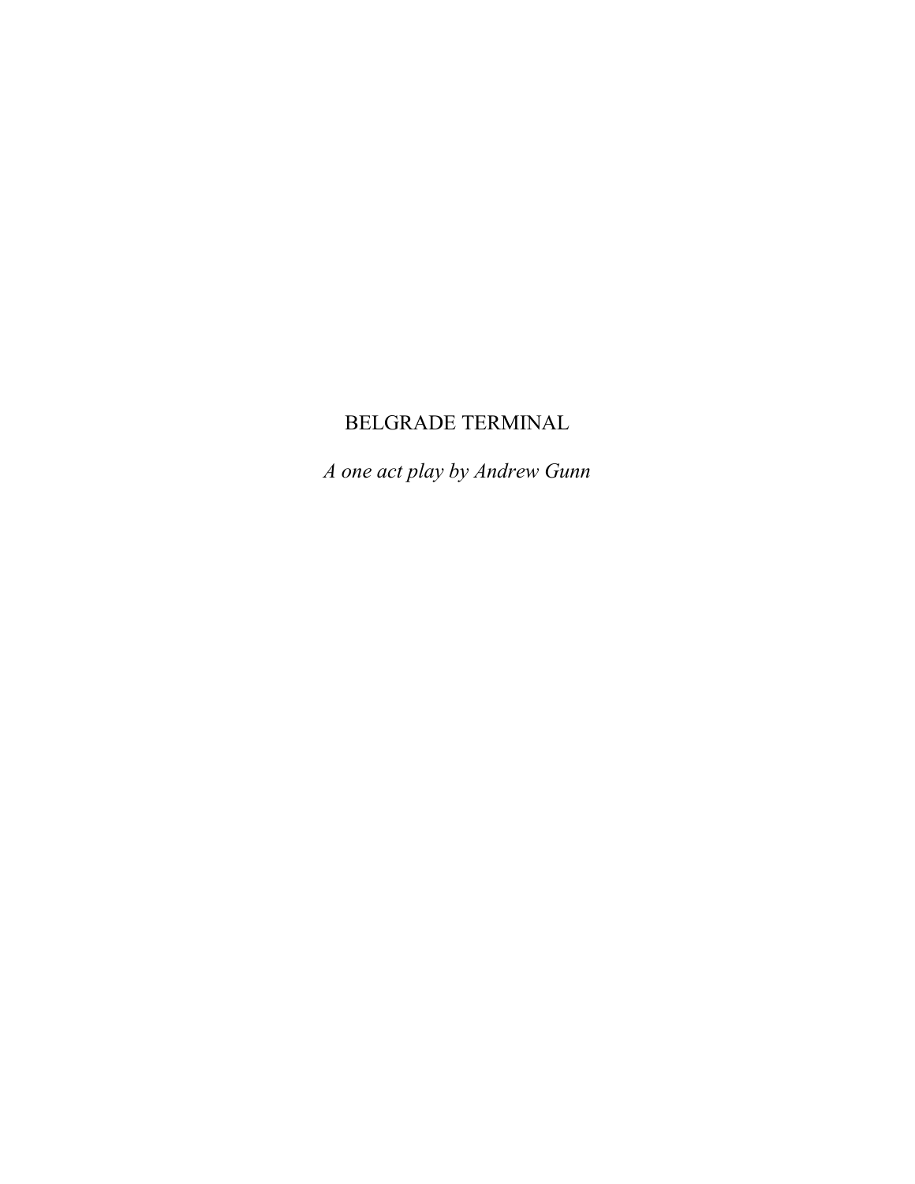# BELGRADE TERMINAL

*A one act play by Andrew Gunn*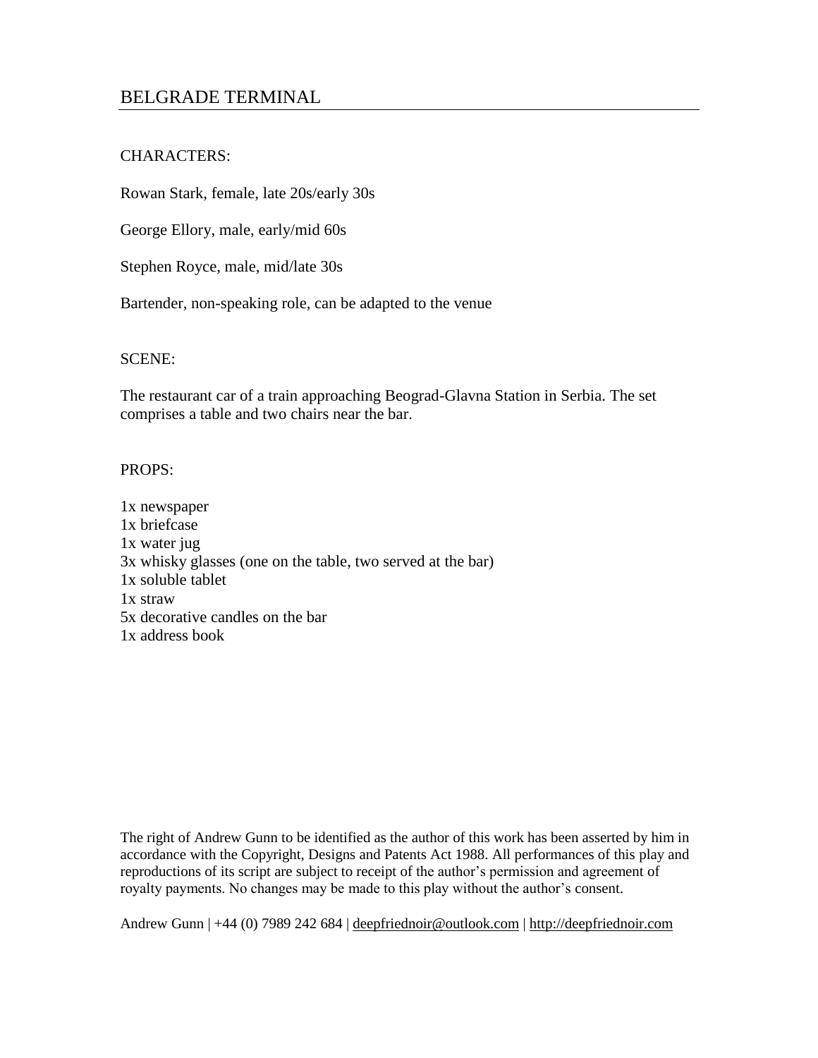# BELGRADE TERMINAL

CHARACTERS:

Rowan Stark, female, late 20s/early 30s

George Ellory, male, early/mid 60s

Stephen Royce, male, mid/late 30s

Bartender, non-speaking role, can be adapted to the venue

SCENE:

The restaurant car of a train approaching Beograd-Glavna Station in Serbia. The set comprises a table and two chairs near the bar.

PROPS:

1x newspaper
1x briefcase
1x water jug
3x whisky glasses (one on the table, two served at the bar)
1x soluble tablet
1x straw
5x decorative candles on the bar
1x address book

The right of Andrew Gunn to be identified as the author of this work has been asserted by him in accordance with the Copyright, Designs and Patents Act 1988. All performances of this play and reproductions of its script are subject to receipt of the author's permission and agreement of royalty payments. No changes may be made to this play without the author's consent.

Andrew Gunn | +44 (0) 7989 242 684 | deepfriednoir@outlook.com | http://deepfriednoir.com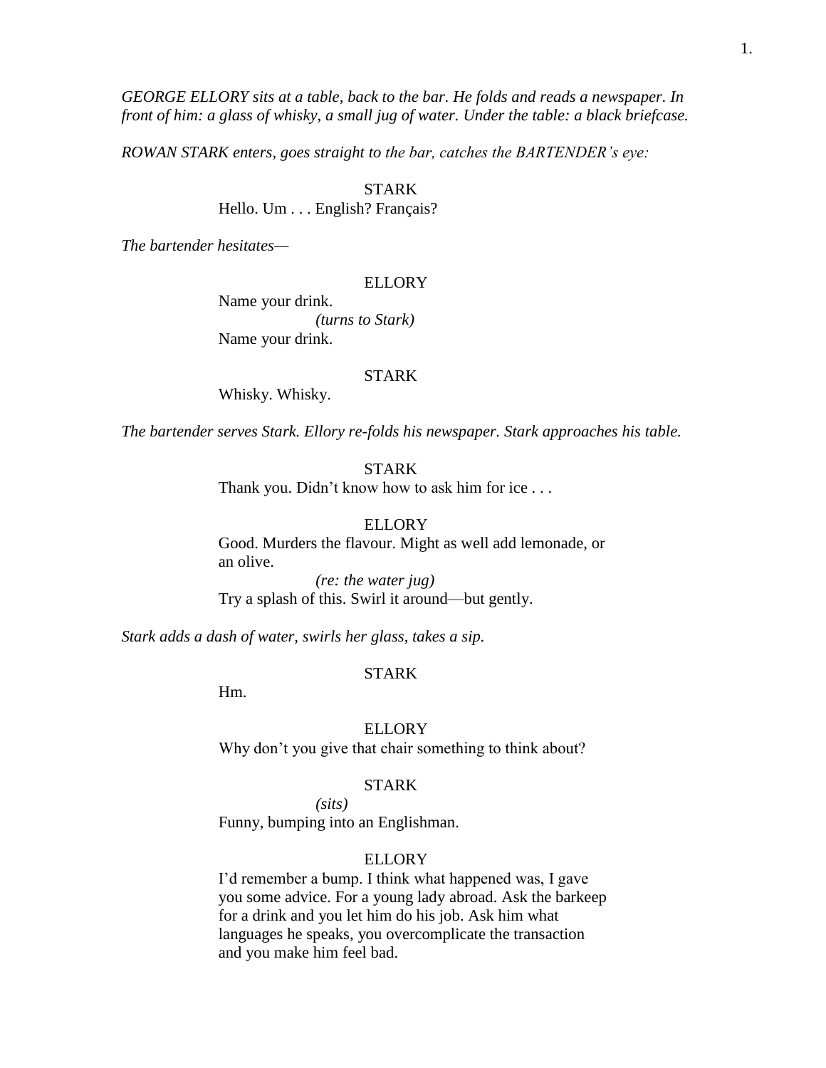*GEORGE ELLORY sits at a table, back to the bar. He folds and reads a newspaper. In front of him: a glass of whisky, a small jug of water. Under the table: a black briefcase.*

*ROWAN STARK enters, goes straight to the bar, catches the BARTENDER's eye:*

STARK
Hello. Um . . . English? Français?

*The bartender hesitates—*

ELLORY
Name your drink.
*(turns to Stark)*
Name your drink.

STARK
Whisky. Whisky.

*The bartender serves Stark. Ellory re-folds his newspaper. Stark approaches his table.*

STARK
Thank you. Didn't know how to ask him for ice . . .

ELLORY
Good. Murders the flavour. Might as well add lemonade, or an olive.
*(re: the water jug)*
Try a splash of this. Swirl it around—but gently.

*Stark adds a dash of water, swirls her glass, takes a sip.*

STARK
Hm.

ELLORY
Why don't you give that chair something to think about?

STARK
*(sits)*
Funny, bumping into an Englishman.

ELLORY
I'd remember a bump. I think what happened was, I gave you some advice. For a young lady abroad. Ask the barkeep for a drink and you let him do his job. Ask him what languages he speaks, you overcomplicate the transaction and you make him feel bad.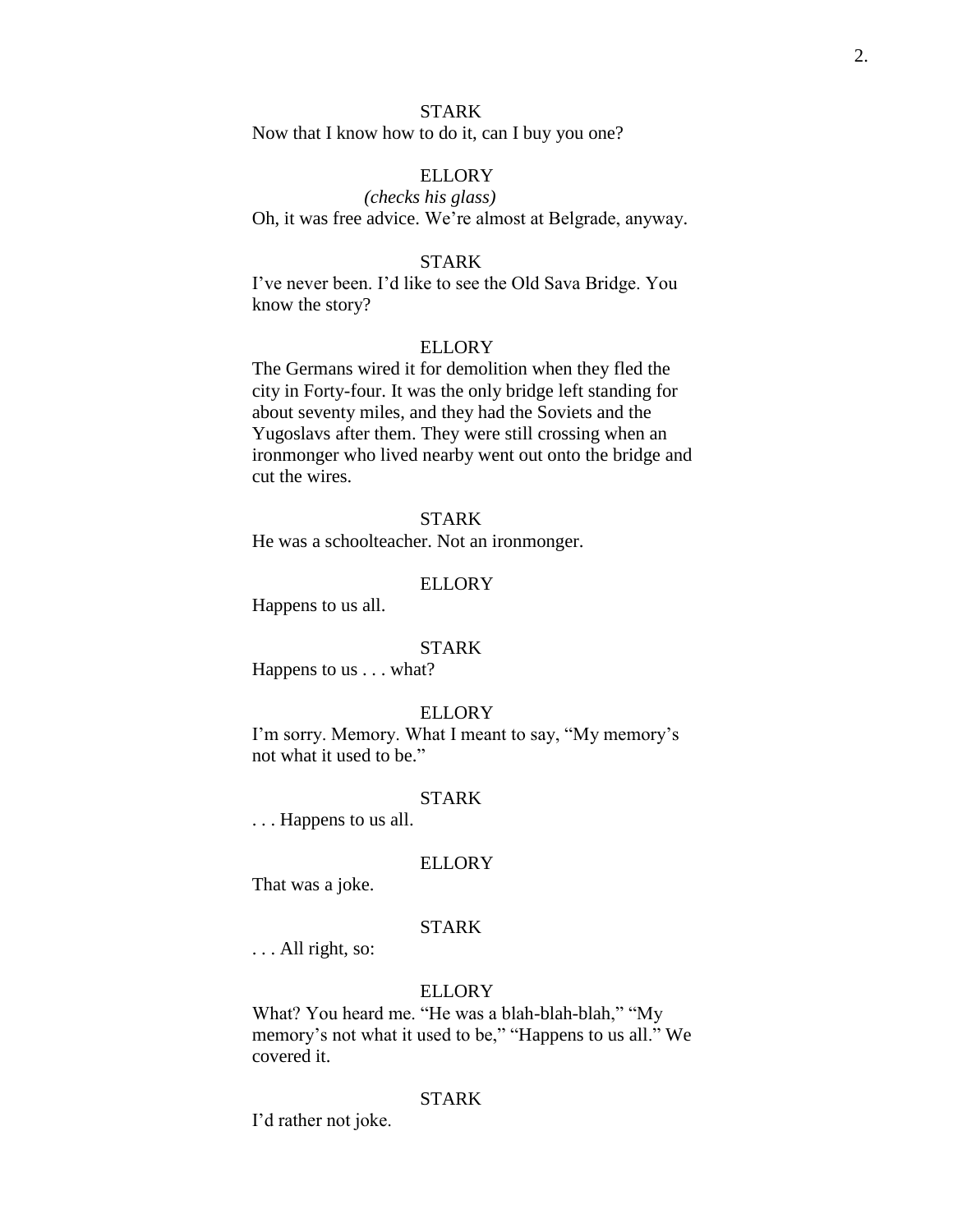STARK

Now that I know how to do it, can I buy you one?

ELLORY

*(checks his glass)*

Oh, it was free advice. We're almost at Belgrade, anyway.

STARK

I've never been. I'd like to see the Old Sava Bridge. You know the story?

ELLORY

The Germans wired it for demolition when they fled the city in Forty-four. It was the only bridge left standing for about seventy miles, and they had the Soviets and the Yugoslavs after them. They were still crossing when an ironmonger who lived nearby went out onto the bridge and cut the wires.

STARK

He was a schoolteacher. Not an ironmonger.

ELLORY

Happens to us all.

STARK

Happens to us . . . what?

ELLORY

I'm sorry. Memory. What I meant to say, "My memory's not what it used to be."

STARK

. . . Happens to us all.

ELLORY

That was a joke.

STARK

. . . All right, so:

ELLORY

What? You heard me. "He was a blah-blah-blah," "My memory's not what it used to be," "Happens to us all." We covered it.

STARK

I'd rather not joke.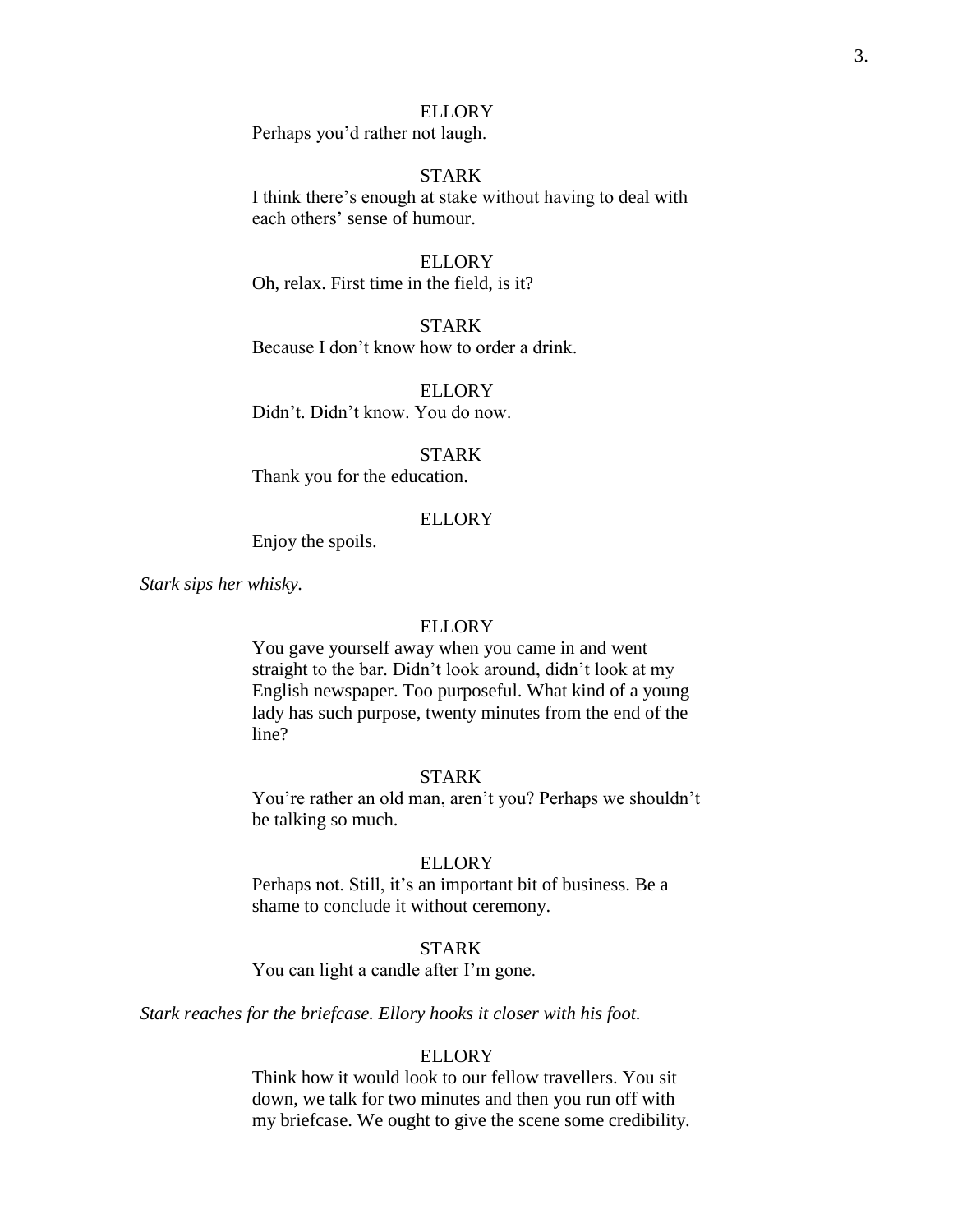ELLORY
Perhaps you'd rather not laugh.

STARK
I think there's enough at stake without having to deal with each others' sense of humour.

ELLORY
Oh, relax. First time in the field, is it?

STARK
Because I don't know how to order a drink.

ELLORY
Didn't. Didn't know. You do now.

STARK
Thank you for the education.

ELLORY
Enjoy the spoils.

*Stark sips her whisky.*

ELLORY
You gave yourself away when you came in and went straight to the bar. Didn't look around, didn't look at my English newspaper. Too purposeful. What kind of a young lady has such purpose, twenty minutes from the end of the line?

STARK
You're rather an old man, aren't you? Perhaps we shouldn't be talking so much.

ELLORY
Perhaps not. Still, it's an important bit of business. Be a shame to conclude it without ceremony.

STARK
You can light a candle after I'm gone.

*Stark reaches for the briefcase. Ellory hooks it closer with his foot.*

ELLORY
Think how it would look to our fellow travellers. You sit down, we talk for two minutes and then you run off with my briefcase. We ought to give the scene some credibility.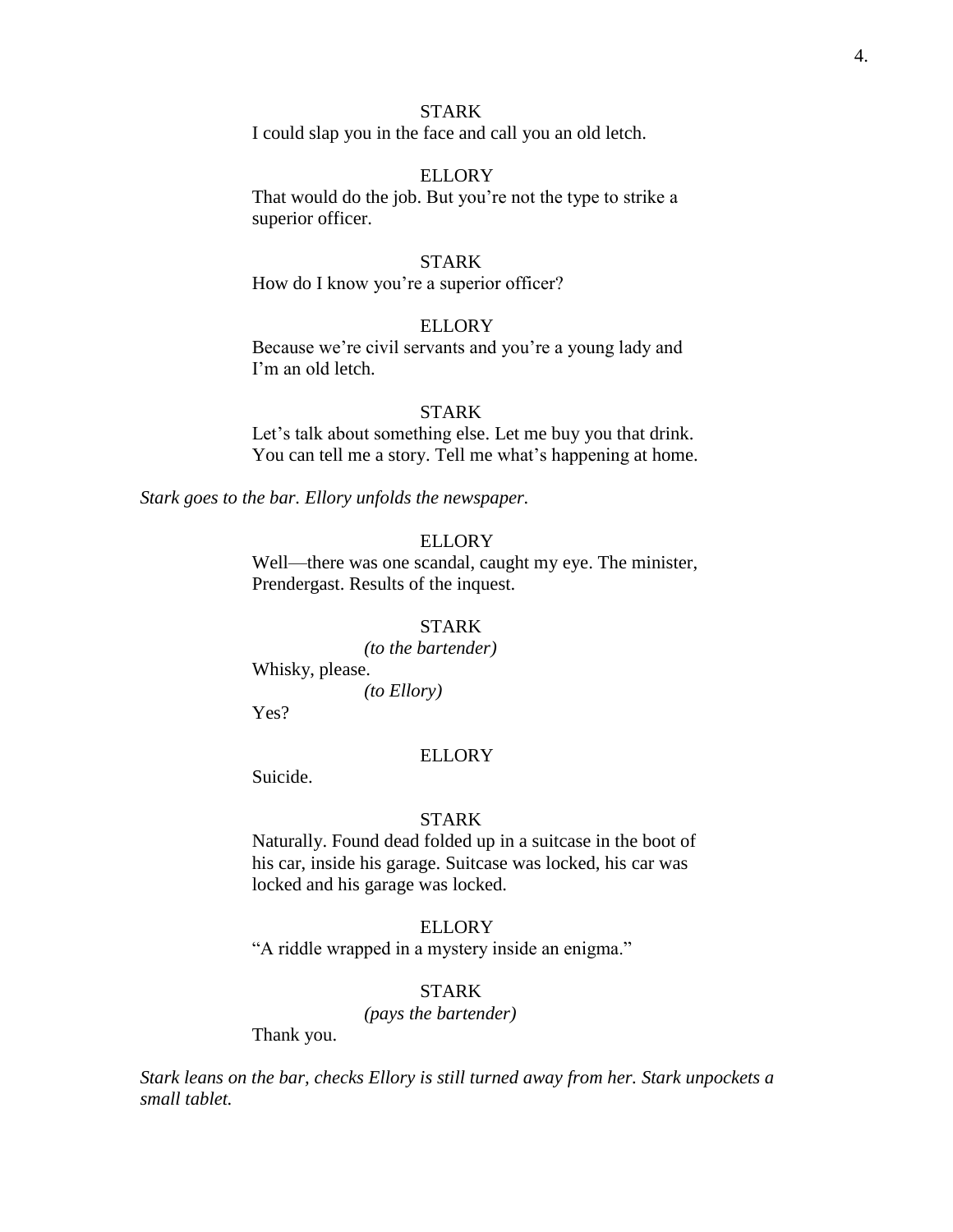STARK

I could slap you in the face and call you an old letch.

ELLORY

That would do the job. But you're not the type to strike a superior officer.

STARK

How do I know you're a superior officer?

ELLORY

Because we're civil servants and you're a young lady and I'm an old letch.

STARK

Let's talk about something else. Let me buy you that drink. You can tell me a story. Tell me what's happening at home.

*Stark goes to the bar. Ellory unfolds the newspaper.*

ELLORY

Well—there was one scandal, caught my eye. The minister, Prendergast. Results of the inquest.

STARK

*(to the bartender)*

Whisky, please.

*(to Ellory)*

Yes?

ELLORY

Suicide.

STARK

Naturally. Found dead folded up in a suitcase in the boot of his car, inside his garage. Suitcase was locked, his car was locked and his garage was locked.

ELLORY

"A riddle wrapped in a mystery inside an enigma."

STARK

*(pays the bartender)*

Thank you.

*Stark leans on the bar, checks Ellory is still turned away from her. Stark unpockets a small tablet.*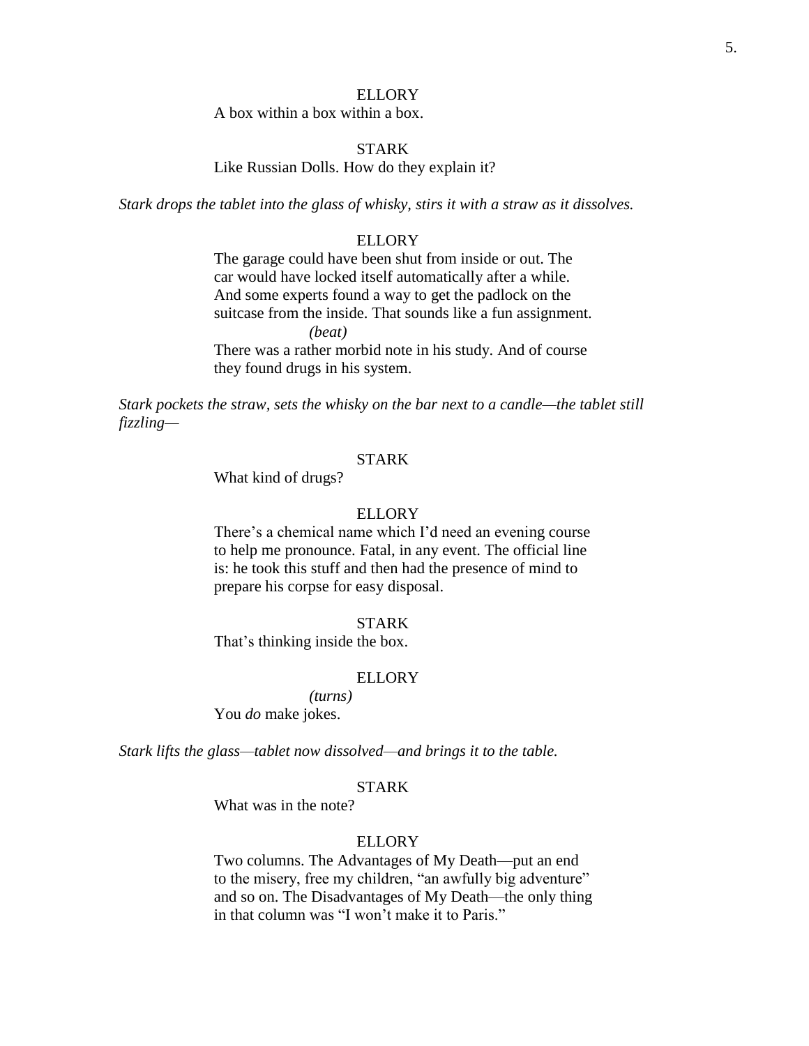ELLORY

A box within a box within a box.

STARK

Like Russian Dolls. How do they explain it?

*Stark drops the tablet into the glass of whisky, stirs it with a straw as it dissolves.*

ELLORY

The garage could have been shut from inside or out. The car would have locked itself automatically after a while. And some experts found a way to get the padlock on the suitcase from the inside. That sounds like a fun assignment.

*(beat)*

There was a rather morbid note in his study. And of course they found drugs in his system.

*Stark pockets the straw, sets the whisky on the bar next to a candle—the tablet still fizzling—*

STARK

What kind of drugs?

ELLORY

There's a chemical name which I'd need an evening course to help me pronounce. Fatal, in any event. The official line is: he took this stuff and then had the presence of mind to prepare his corpse for easy disposal.

STARK

That's thinking inside the box.

ELLORY

*(turns)*

You *do* make jokes.

*Stark lifts the glass—tablet now dissolved—and brings it to the table.*

STARK

What was in the note?

ELLORY

Two columns. The Advantages of My Death—put an end to the misery, free my children, "an awfully big adventure" and so on. The Disadvantages of My Death—the only thing in that column was "I won't make it to Paris."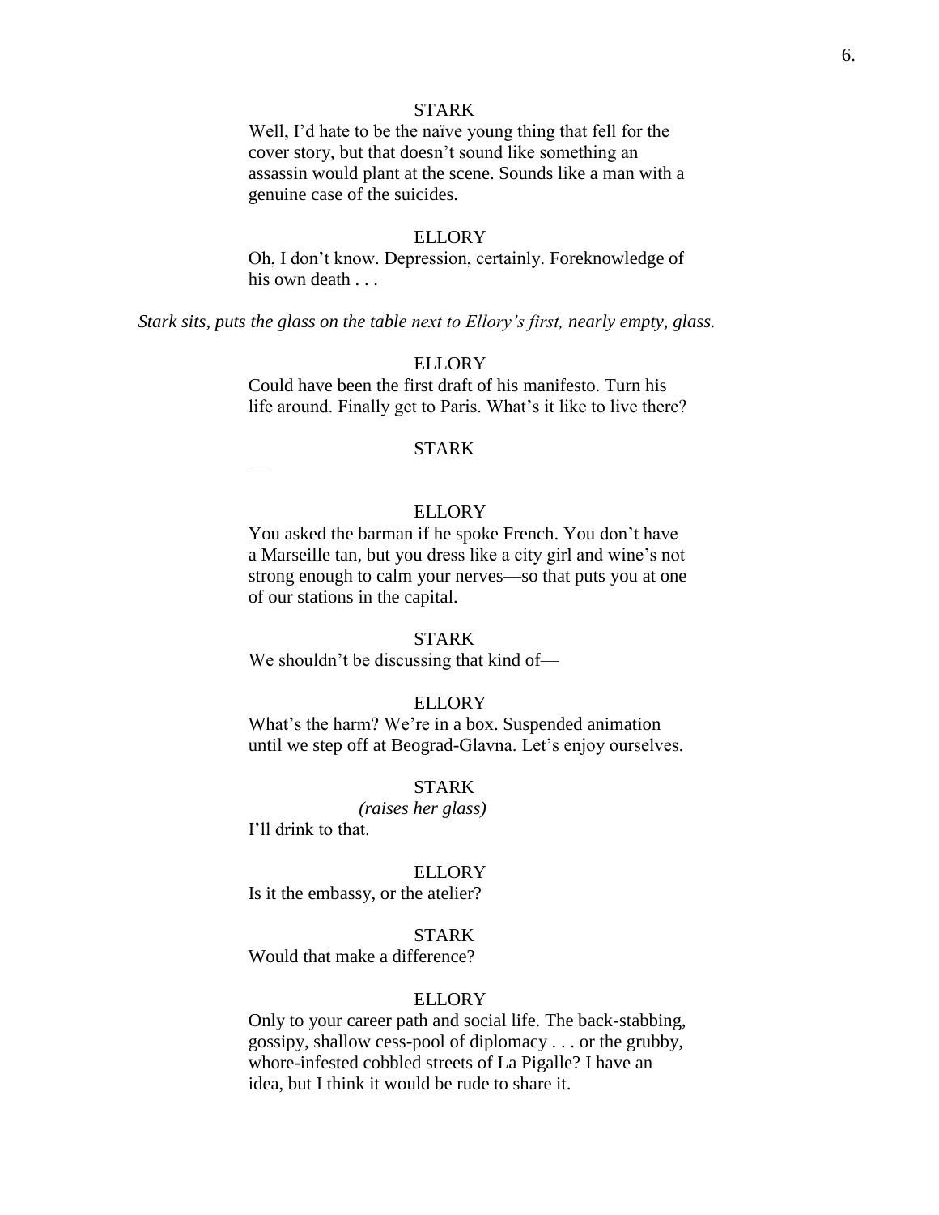STARK

Well, I'd hate to be the naïve young thing that fell for the cover story, but that doesn't sound like something an assassin would plant at the scene. Sounds like a man with a genuine case of the suicides.

ELLORY

Oh, I don't know. Depression, certainly. Foreknowledge of his own death . . .

*Stark sits, puts the glass on the table next to Ellory's first, nearly empty, glass.*

ELLORY

Could have been the first draft of his manifesto. Turn his life around. Finally get to Paris. What's it like to live there?

STARK

—

ELLORY

You asked the barman if he spoke French. You don't have a Marseille tan, but you dress like a city girl and wine's not strong enough to calm your nerves—so that puts you at one of our stations in the capital.

STARK

We shouldn't be discussing that kind of—

ELLORY

What's the harm? We're in a box. Suspended animation until we step off at Beograd-Glavna. Let's enjoy ourselves.

STARK

*(raises her glass)*

I'll drink to that.

ELLORY

Is it the embassy, or the atelier?

STARK

Would that make a difference?

ELLORY

Only to your career path and social life. The back-stabbing, gossipy, shallow cess-pool of diplomacy . . . or the grubby, whore-infested cobbled streets of La Pigalle? I have an idea, but I think it would be rude to share it.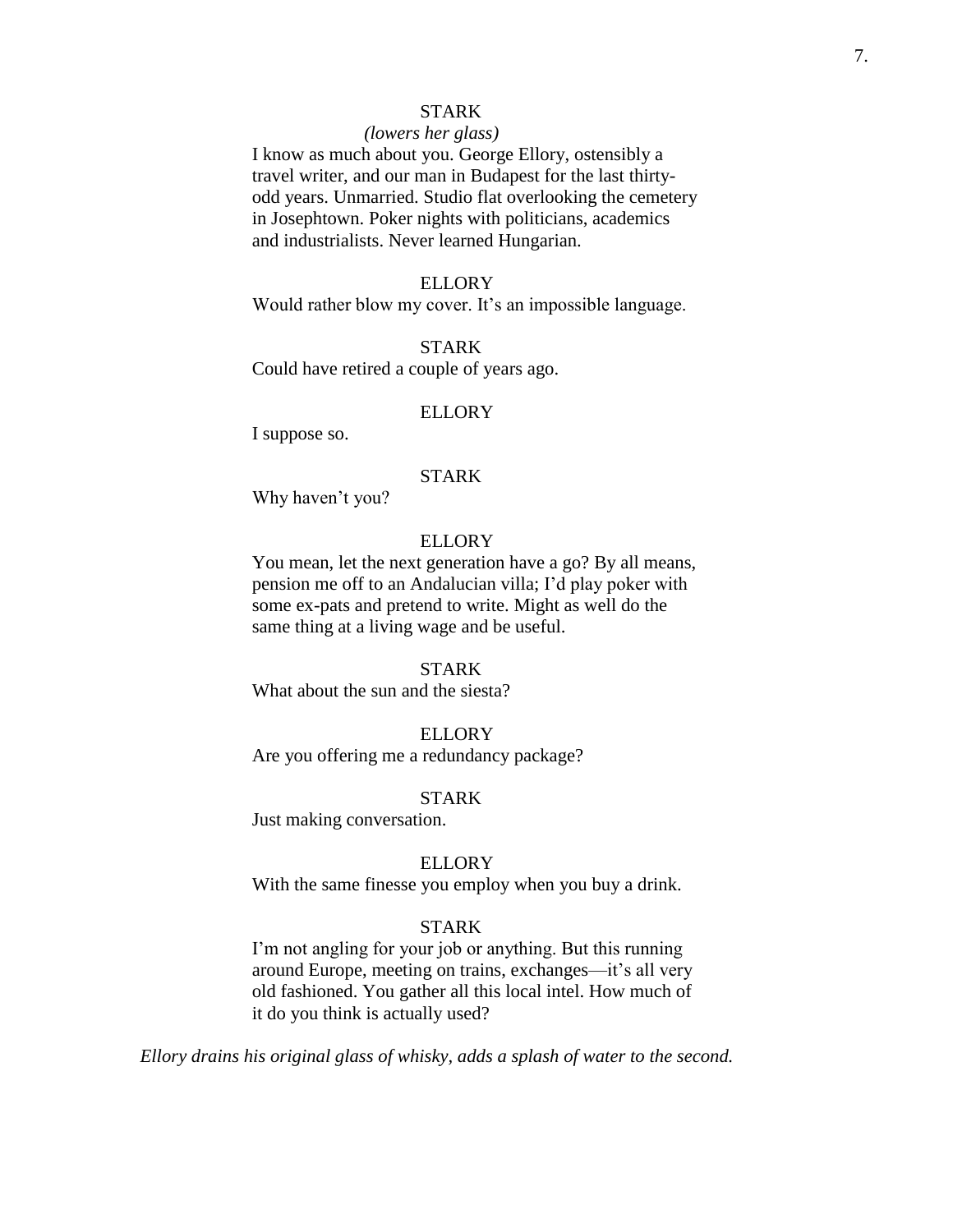STARK

*(lowers her glass)*

I know as much about you. George Ellory, ostensibly a travel writer, and our man in Budapest for the last thirty-odd years. Unmarried. Studio flat overlooking the cemetery in Josephtown. Poker nights with politicians, academics and industrialists. Never learned Hungarian.

ELLORY

Would rather blow my cover. It's an impossible language.

STARK

Could have retired a couple of years ago.

ELLORY

I suppose so.

STARK

Why haven't you?

ELLORY

You mean, let the next generation have a go? By all means, pension me off to an Andalucian villa; I'd play poker with some ex-pats and pretend to write. Might as well do the same thing at a living wage and be useful.

STARK

What about the sun and the siesta?

ELLORY

Are you offering me a redundancy package?

STARK

Just making conversation.

ELLORY

With the same finesse you employ when you buy a drink.

STARK

I'm not angling for your job or anything. But this running around Europe, meeting on trains, exchanges—it's all very old fashioned. You gather all this local intel. How much of it do you think is actually used?

*Ellory drains his original glass of whisky, adds a splash of water to the second.*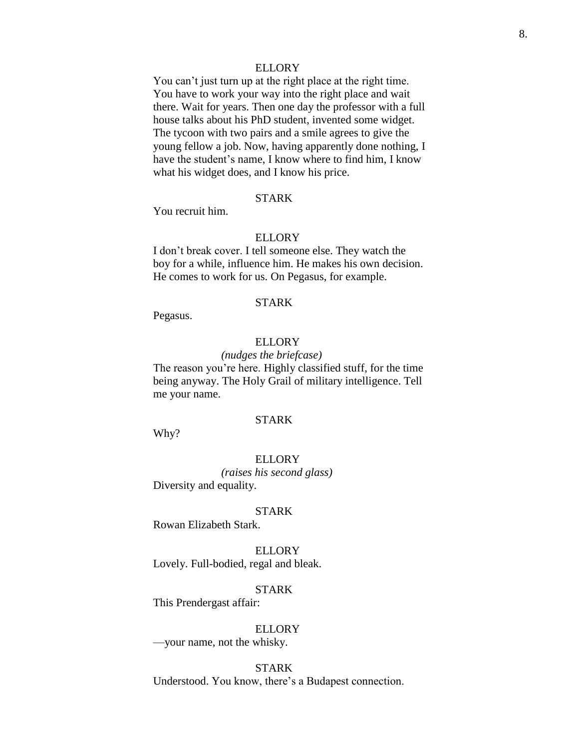ELLORY

You can't just turn up at the right place at the right time. You have to work your way into the right place and wait there. Wait for years. Then one day the professor with a full house talks about his PhD student, invented some widget. The tycoon with two pairs and a smile agrees to give the young fellow a job. Now, having apparently done nothing, I have the student's name, I know where to find him, I know what his widget does, and I know his price.

STARK

You recruit him.

ELLORY

I don't break cover. I tell someone else. They watch the boy for a while, influence him. He makes his own decision. He comes to work for us. On Pegasus, for example.

STARK

Pegasus.

ELLORY

*(nudges the briefcase)*

The reason you're here. Highly classified stuff, for the time being anyway. The Holy Grail of military intelligence. Tell me your name.

STARK

Why?

ELLORY

*(raises his second glass)*

Diversity and equality.

STARK

Rowan Elizabeth Stark.

ELLORY

Lovely. Full-bodied, regal and bleak.

STARK

This Prendergast affair:

ELLORY

—your name, not the whisky.

STARK

Understood. You know, there's a Budapest connection.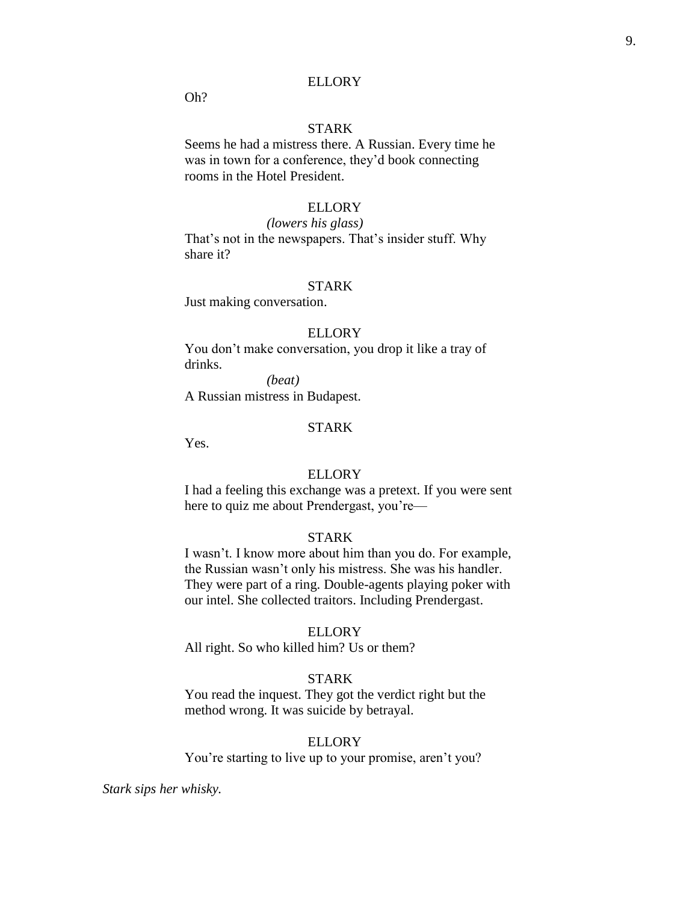ELLORY

Oh?

STARK

Seems he had a mistress there. A Russian. Every time he was in town for a conference, they'd book connecting rooms in the Hotel President.

ELLORY

*(lowers his glass)*

That's not in the newspapers. That's insider stuff. Why share it?

STARK

Just making conversation.

ELLORY

You don't make conversation, you drop it like a tray of drinks.

*(beat)*

A Russian mistress in Budapest.

STARK

Yes.

ELLORY

I had a feeling this exchange was a pretext. If you were sent here to quiz me about Prendergast, you're—

STARK

I wasn't. I know more about him than you do. For example, the Russian wasn't only his mistress. She was his handler. They were part of a ring. Double-agents playing poker with our intel. She collected traitors. Including Prendergast.

ELLORY

All right. So who killed him? Us or them?

STARK

You read the inquest. They got the verdict right but the method wrong. It was suicide by betrayal.

ELLORY

You're starting to live up to your promise, aren't you?

*Stark sips her whisky.*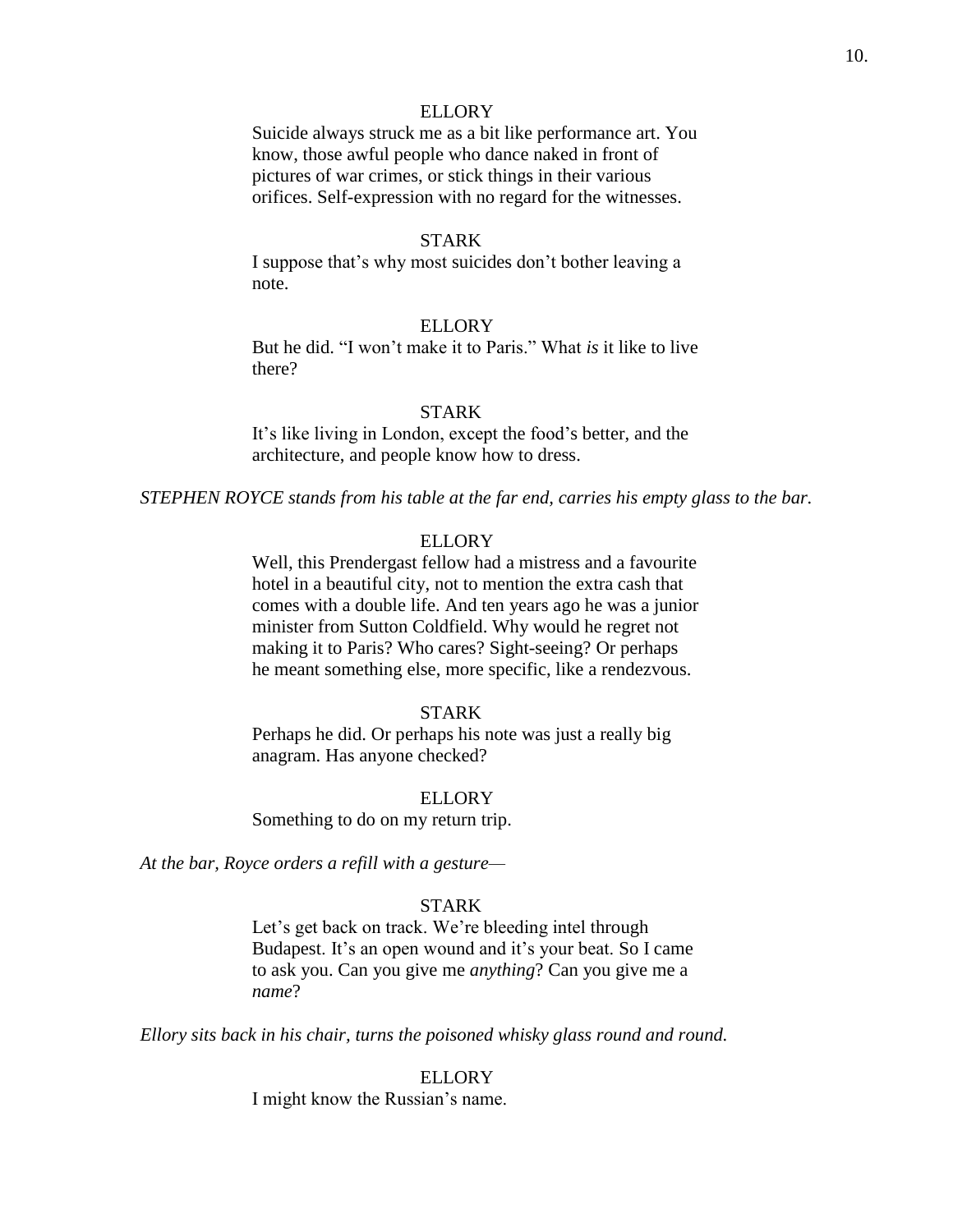ELLORY

Suicide always struck me as a bit like performance art. You know, those awful people who dance naked in front of pictures of war crimes, or stick things in their various orifices. Self-expression with no regard for the witnesses.

STARK

I suppose that's why most suicides don't bother leaving a note.

ELLORY

But he did. "I won't make it to Paris." What *is* it like to live there?

STARK

It's like living in London, except the food's better, and the architecture, and people know how to dress.

*STEPHEN ROYCE stands from his table at the far end, carries his empty glass to the bar.*

ELLORY

Well, this Prendergast fellow had a mistress and a favourite hotel in a beautiful city, not to mention the extra cash that comes with a double life. And ten years ago he was a junior minister from Sutton Coldfield. Why would he regret not making it to Paris? Who cares? Sight-seeing? Or perhaps he meant something else, more specific, like a rendezvous.

STARK

Perhaps he did. Or perhaps his note was just a really big anagram. Has anyone checked?

ELLORY

Something to do on my return trip.

*At the bar, Royce orders a refill with a gesture—*

STARK

Let's get back on track. We're bleeding intel through Budapest. It's an open wound and it's your beat. So I came to ask you. Can you give me *anything*? Can you give me a *name*?

*Ellory sits back in his chair, turns the poisoned whisky glass round and round.*

ELLORY

I might know the Russian's name.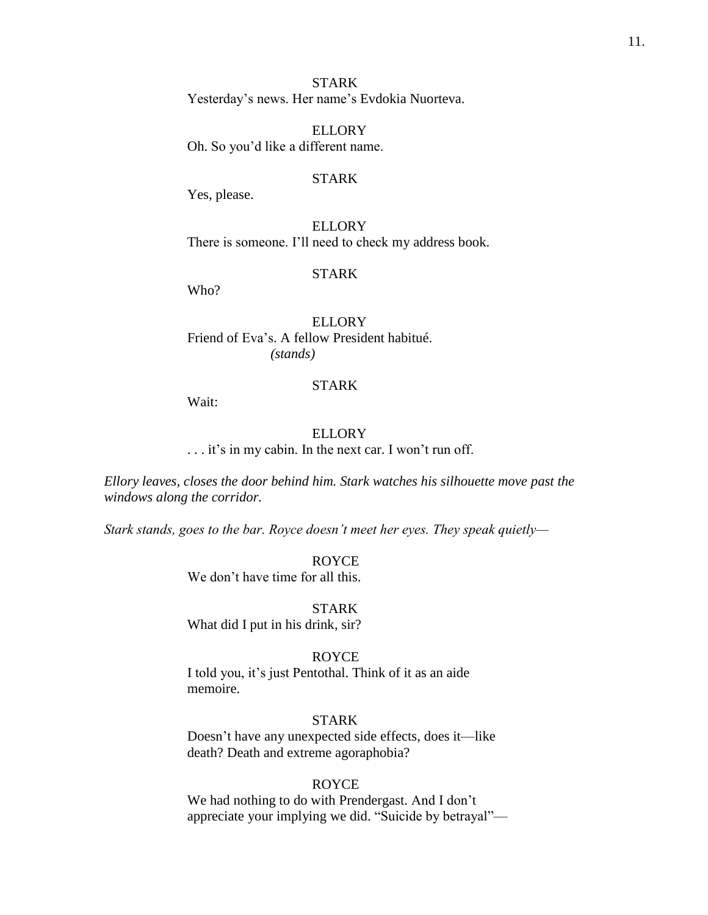STARK

Yesterday's news. Her name's Evdokia Nuorteva.

ELLORY

Oh. So you'd like a different name.

STARK

Yes, please.

ELLORY

There is someone. I'll need to check my address book.

STARK

Who?

ELLORY

Friend of Eva's. A fellow President habitué.

*(stands)*

STARK

Wait:

ELLORY

. . . it's in my cabin. In the next car. I won't run off.

*Ellory leaves, closes the door behind him. Stark watches his silhouette move past the windows along the corridor.*

*Stark stands, goes to the bar. Royce doesn't meet her eyes. They speak quietly—*

ROYCE

We don't have time for all this.

STARK

What did I put in his drink, sir?

ROYCE

I told you, it's just Pentothal. Think of it as an aide memoire.

STARK

Doesn't have any unexpected side effects, does it—like death? Death and extreme agoraphobia?

ROYCE

We had nothing to do with Prendergast. And I don't appreciate your implying we did. "Suicide by betrayal"—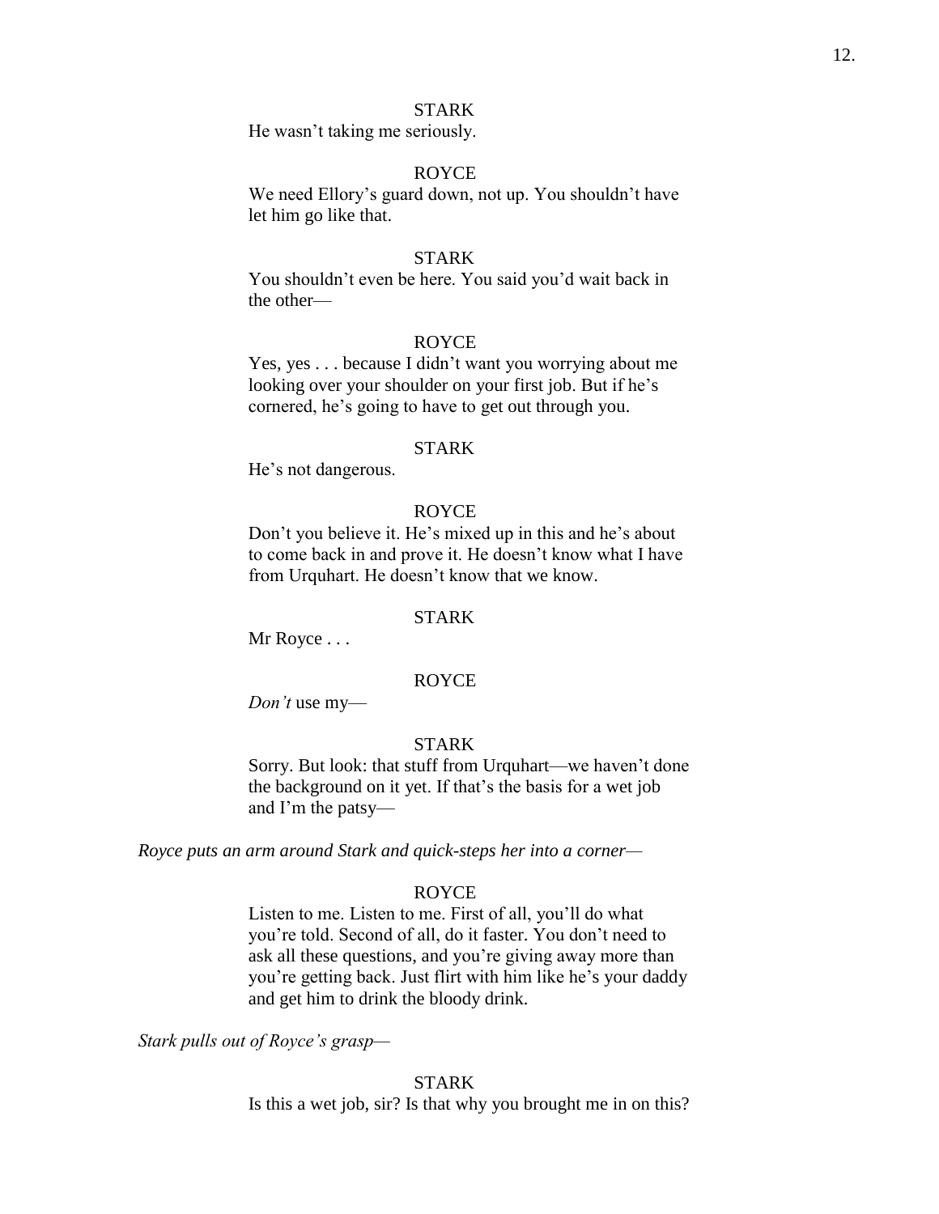STARK

He wasn't taking me seriously.

ROYCE

We need Ellory's guard down, not up. You shouldn't have let him go like that.

STARK

You shouldn't even be here. You said you'd wait back in the other—

ROYCE

Yes, yes . . . because I didn't want you worrying about me looking over your shoulder on your first job. But if he's cornered, he's going to have to get out through you.

STARK

He's not dangerous.

ROYCE

Don't you believe it. He's mixed up in this and he's about to come back in and prove it. He doesn't know what I have from Urquhart. He doesn't know that we know.

STARK

Mr Royce . . .

ROYCE

*Don't* use my—

STARK

Sorry. But look: that stuff from Urquhart—we haven't done the background on it yet. If that's the basis for a wet job and I'm the patsy—

*Royce puts an arm around Stark and quick-steps her into a corner—*

ROYCE

Listen to me. Listen to me. First of all, you'll do what you're told. Second of all, do it faster. You don't need to ask all these questions, and you're giving away more than you're getting back. Just flirt with him like he's your daddy and get him to drink the bloody drink.

*Stark pulls out of Royce's grasp—*

STARK

Is this a wet job, sir? Is that why you brought me in on this?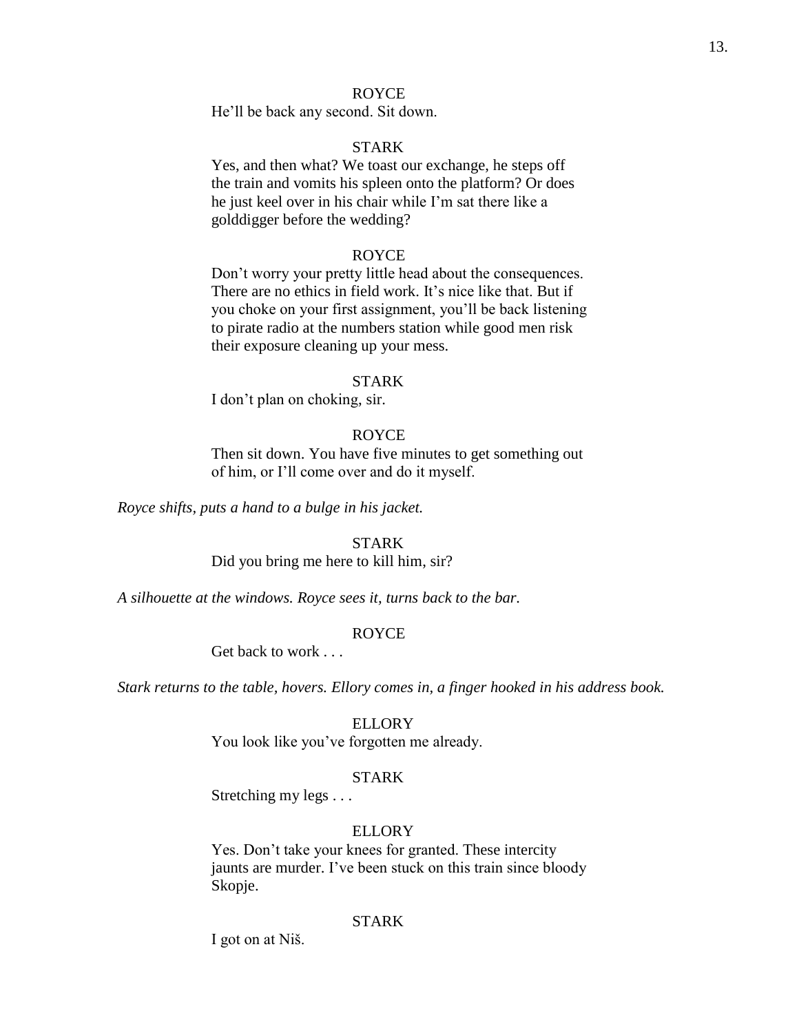ROYCE

He'll be back any second. Sit down.

STARK

Yes, and then what? We toast our exchange, he steps off the train and vomits his spleen onto the platform? Or does he just keel over in his chair while I'm sat there like a golddigger before the wedding?

ROYCE

Don't worry your pretty little head about the consequences. There are no ethics in field work. It's nice like that. But if you choke on your first assignment, you'll be back listening to pirate radio at the numbers station while good men risk their exposure cleaning up your mess.

STARK

I don't plan on choking, sir.

ROYCE

Then sit down. You have five minutes to get something out of him, or I'll come over and do it myself.

*Royce shifts, puts a hand to a bulge in his jacket.*

STARK

Did you bring me here to kill him, sir?

*A silhouette at the windows. Royce sees it, turns back to the bar.*

ROYCE

Get back to work . . .

*Stark returns to the table, hovers. Ellory comes in, a finger hooked in his address book.*

ELLORY

You look like you've forgotten me already.

STARK

Stretching my legs . . .

ELLORY

Yes. Don't take your knees for granted. These intercity jaunts are murder. I've been stuck on this train since bloody Skopje.

STARK

I got on at Niš.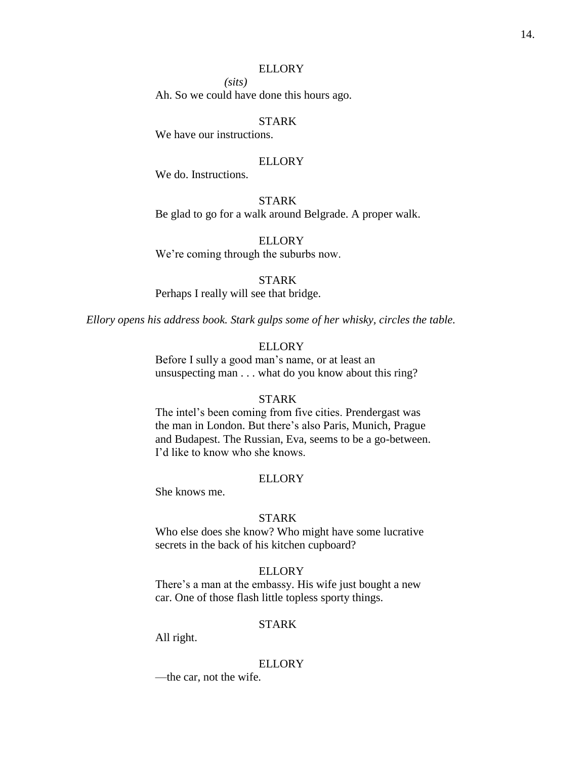ELLORY

*(sits)*

Ah. So we could have done this hours ago.

STARK

We have our instructions.

ELLORY

We do. Instructions.

STARK

Be glad to go for a walk around Belgrade. A proper walk.

ELLORY

We're coming through the suburbs now.

STARK

Perhaps I really will see that bridge.

*Ellory opens his address book. Stark gulps some of her whisky, circles the table.*

ELLORY

Before I sully a good man's name, or at least an unsuspecting man . . . what do you know about this ring?

STARK

The intel's been coming from five cities. Prendergast was the man in London. But there's also Paris, Munich, Prague and Budapest. The Russian, Eva, seems to be a go-between. I'd like to know who she knows.

ELLORY

She knows me.

STARK

Who else does she know? Who might have some lucrative secrets in the back of his kitchen cupboard?

ELLORY

There's a man at the embassy. His wife just bought a new car. One of those flash little topless sporty things.

STARK

All right.

ELLORY

—the car, not the wife.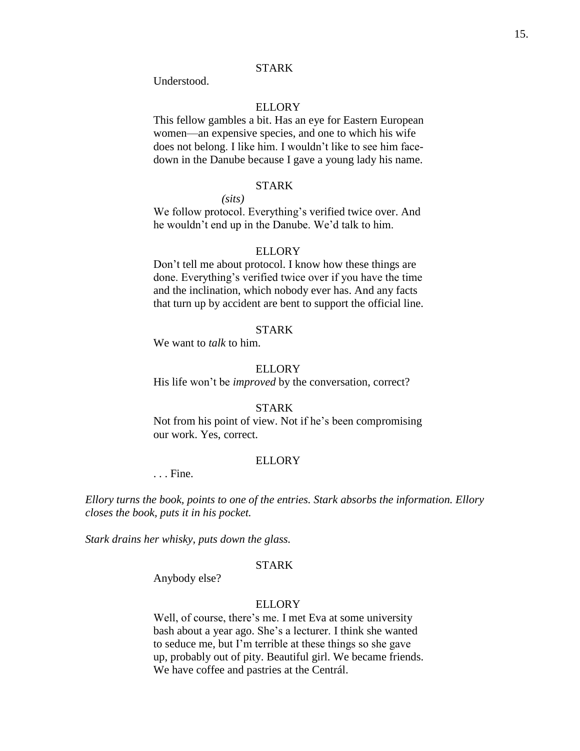STARK

Understood.

ELLORY

This fellow gambles a bit. Has an eye for Eastern European women—an expensive species, and one to which his wife does not belong. I like him. I wouldn't like to see him face-down in the Danube because I gave a young lady his name.

STARK

*(sits)*

We follow protocol. Everything's verified twice over. And he wouldn't end up in the Danube. We'd talk to him.

ELLORY

Don't tell me about protocol. I know how these things are done. Everything's verified twice over if you have the time and the inclination, which nobody ever has. And any facts that turn up by accident are bent to support the official line.

STARK

We want to *talk* to him.

ELLORY

His life won't be *improved* by the conversation, correct?

STARK

Not from his point of view. Not if he's been compromising our work. Yes, correct.

ELLORY

. . . Fine.

*Ellory turns the book, points to one of the entries. Stark absorbs the information. Ellory closes the book, puts it in his pocket.*

*Stark drains her whisky, puts down the glass.*

STARK

Anybody else?

ELLORY

Well, of course, there's me. I met Eva at some university bash about a year ago. She's a lecturer. I think she wanted to seduce me, but I'm terrible at these things so she gave up, probably out of pity. Beautiful girl. We became friends. We have coffee and pastries at the Centrál.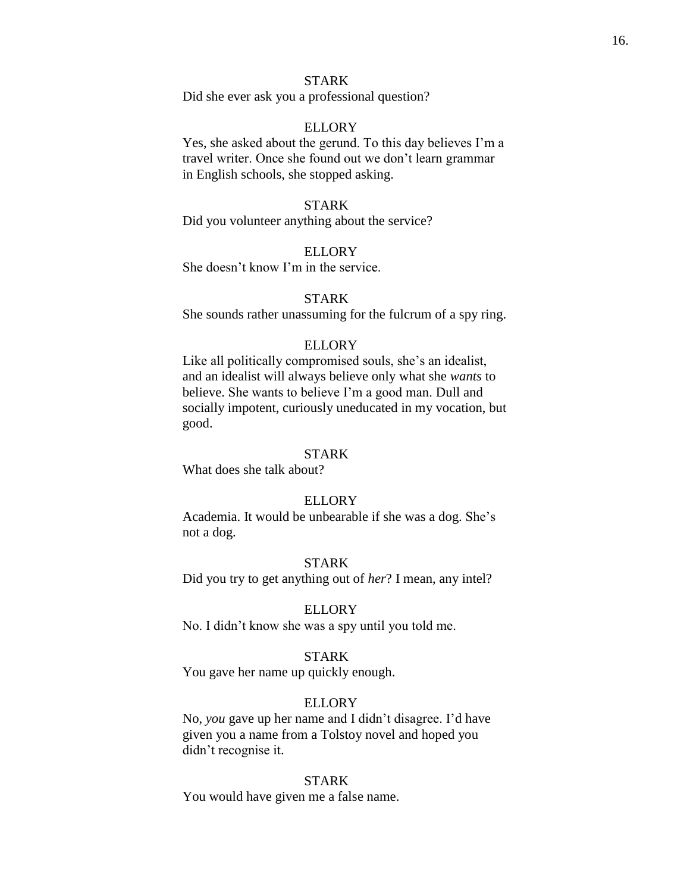STARK

Did she ever ask you a professional question?

ELLORY

Yes, she asked about the gerund. To this day believes I'm a travel writer. Once she found out we don't learn grammar in English schools, she stopped asking.

STARK

Did you volunteer anything about the service?

ELLORY

She doesn't know I'm in the service.

STARK

She sounds rather unassuming for the fulcrum of a spy ring.

ELLORY

Like all politically compromised souls, she's an idealist, and an idealist will always believe only what she *wants* to believe. She wants to believe I'm a good man. Dull and socially impotent, curiously uneducated in my vocation, but good.

STARK

What does she talk about?

ELLORY

Academia. It would be unbearable if she was a dog. She's not a dog.

STARK

Did you try to get anything out of *her*? I mean, any intel?

ELLORY

No. I didn't know she was a spy until you told me.

STARK

You gave her name up quickly enough.

ELLORY

No, *you* gave up her name and I didn't disagree. I'd have given you a name from a Tolstoy novel and hoped you didn't recognise it.

STARK

You would have given me a false name.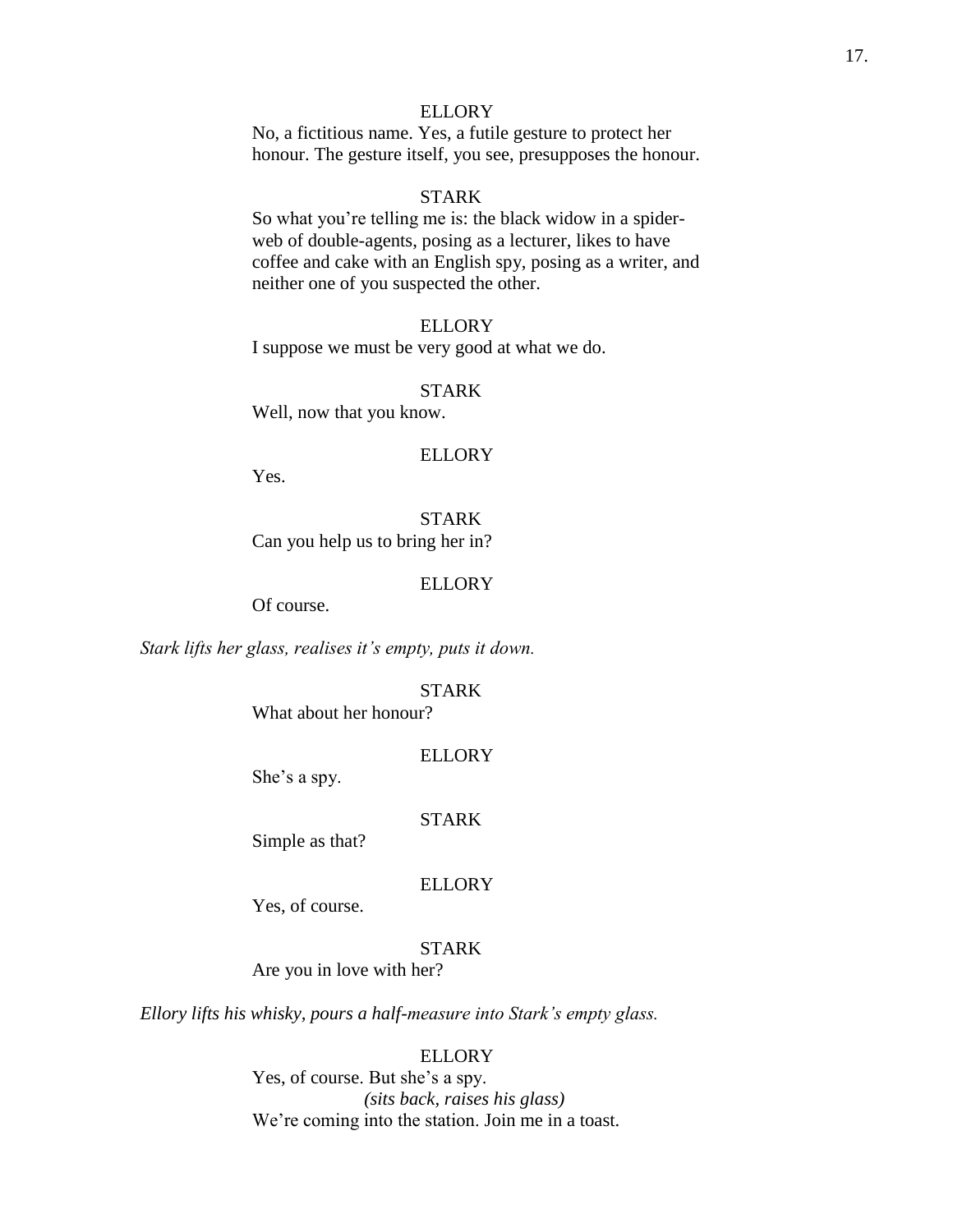ELLORY

No, a fictitious name. Yes, a futile gesture to protect her honour. The gesture itself, you see, presupposes the honour.

STARK

So what you're telling me is: the black widow in a spider-web of double-agents, posing as a lecturer, likes to have coffee and cake with an English spy, posing as a writer, and neither one of you suspected the other.

ELLORY

I suppose we must be very good at what we do.

STARK

Well, now that you know.

ELLORY

Yes.

STARK

Can you help us to bring her in?

ELLORY

Of course.

*Stark lifts her glass, realises it's empty, puts it down.*

STARK

What about her honour?

ELLORY

She's a spy.

STARK

Simple as that?

ELLORY

Yes, of course.

STARK

Are you in love with her?

*Ellory lifts his whisky, pours a half-measure into Stark's empty glass.*

ELLORY

Yes, of course. But she's a spy.

*(sits back, raises his glass)*

We're coming into the station. Join me in a toast.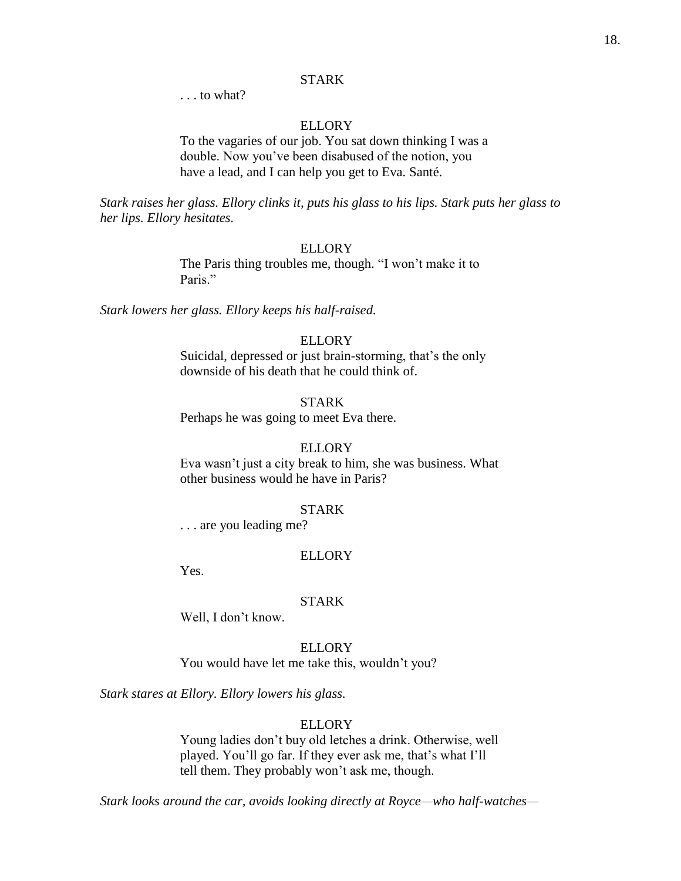STARK

. . . to what?

ELLORY

To the vagaries of our job. You sat down thinking I was a double. Now you've been disabused of the notion, you have a lead, and I can help you get to Eva. Santé.

*Stark raises her glass. Ellory clinks it, puts his glass to his lips. Stark puts her glass to her lips. Ellory hesitates.*

ELLORY

The Paris thing troubles me, though. "I won't make it to Paris."

*Stark lowers her glass. Ellory keeps his half-raised.*

ELLORY

Suicidal, depressed or just brain-storming, that's the only downside of his death that he could think of.

STARK

Perhaps he was going to meet Eva there.

ELLORY

Eva wasn't just a city break to him, she was business. What other business would he have in Paris?

STARK

. . . are you leading me?

ELLORY

Yes.

STARK

Well, I don't know.

ELLORY

You would have let me take this, wouldn't you?

*Stark stares at Ellory. Ellory lowers his glass.*

ELLORY

Young ladies don't buy old letches a drink. Otherwise, well played. You'll go far. If they ever ask me, that's what I'll tell them. They probably won't ask me, though.

*Stark looks around the car, avoids looking directly at Royce—who half-watches—*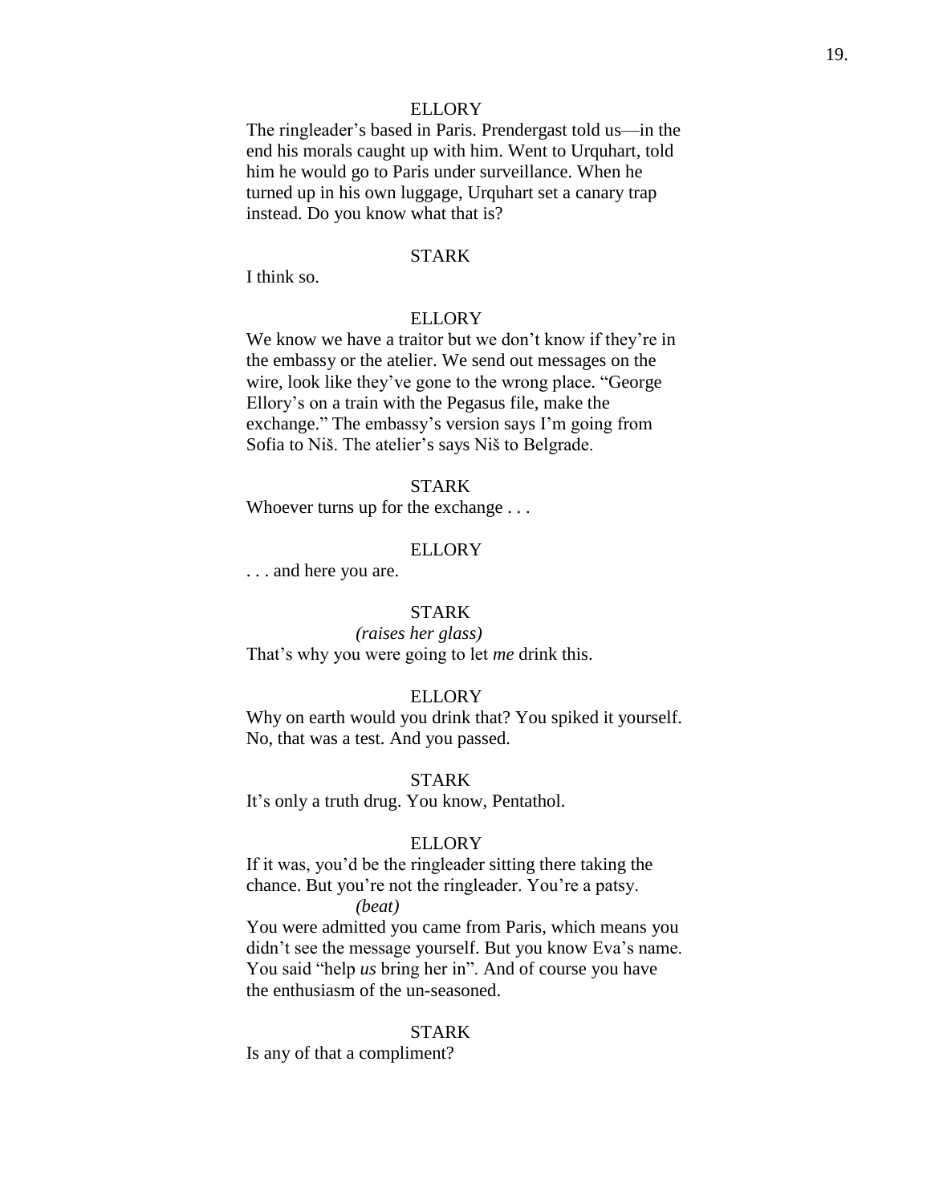ELLORY

The ringleader's based in Paris. Prendergast told us—in the end his morals caught up with him. Went to Urquhart, told him he would go to Paris under surveillance. When he turned up in his own luggage, Urquhart set a canary trap instead. Do you know what that is?

STARK

I think so.

ELLORY

We know we have a traitor but we don't know if they're in the embassy or the atelier. We send out messages on the wire, look like they've gone to the wrong place. "George Ellory's on a train with the Pegasus file, make the exchange." The embassy's version says I'm going from Sofia to Niš. The atelier's says Niš to Belgrade.

STARK

Whoever turns up for the exchange . . .

ELLORY

. . . and here you are.

STARK

*(raises her glass)*

That's why you were going to let *me* drink this.

ELLORY

Why on earth would you drink that? You spiked it yourself. No, that was a test. And you passed.

STARK

It's only a truth drug. You know, Pentathol.

ELLORY

If it was, you'd be the ringleader sitting there taking the chance. But you're not the ringleader. You're a patsy.

*(beat)*

You were admitted you came from Paris, which means you didn't see the message yourself. But you know Eva's name. You said "help *us* bring her in". And of course you have the enthusiasm of the un-seasoned.

STARK

Is any of that a compliment?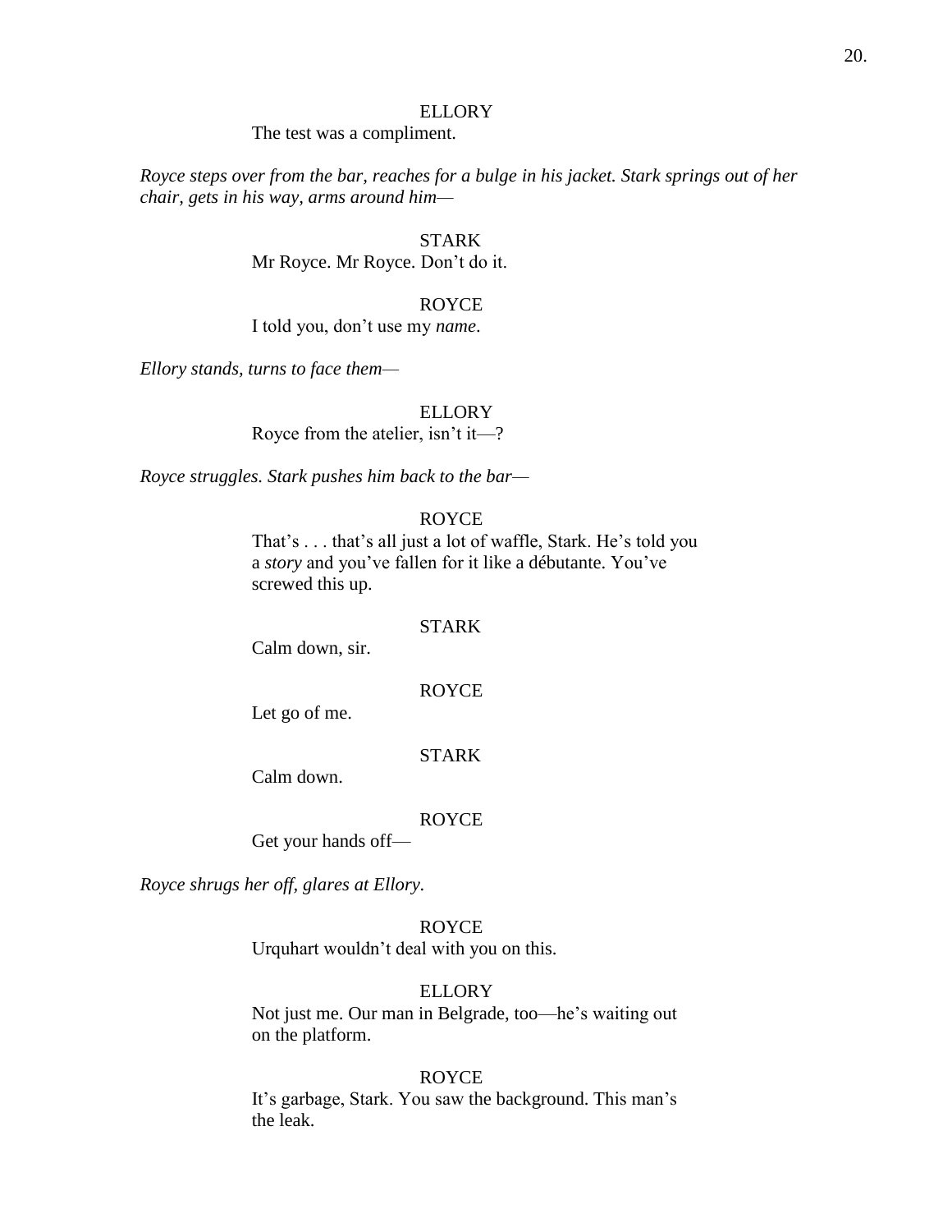ELLORY

The test was a compliment.

*Royce steps over from the bar, reaches for a bulge in his jacket. Stark springs out of her chair, gets in his way, arms around him—*

STARK

Mr Royce. Mr Royce. Don’t do it.

ROYCE

I told you, don’t use my *name*.

*Ellory stands, turns to face them—*

ELLORY

Royce from the atelier, isn’t it—?

*Royce struggles. Stark pushes him back to the bar—*

ROYCE

That’s . . . that’s all just a lot of waffle, Stark. He’s told you a *story* and you’ve fallen for it like a débutante. You’ve screwed this up.

STARK

Calm down, sir.

ROYCE

Let go of me.

STARK

Calm down.

ROYCE

Get your hands off—

*Royce shrugs her off, glares at Ellory.*

ROYCE

Urquhart wouldn’t deal with you on this.

ELLORY

Not just me. Our man in Belgrade, too—he’s waiting out on the platform.

ROYCE

It’s garbage, Stark. You saw the background. This man’s the leak.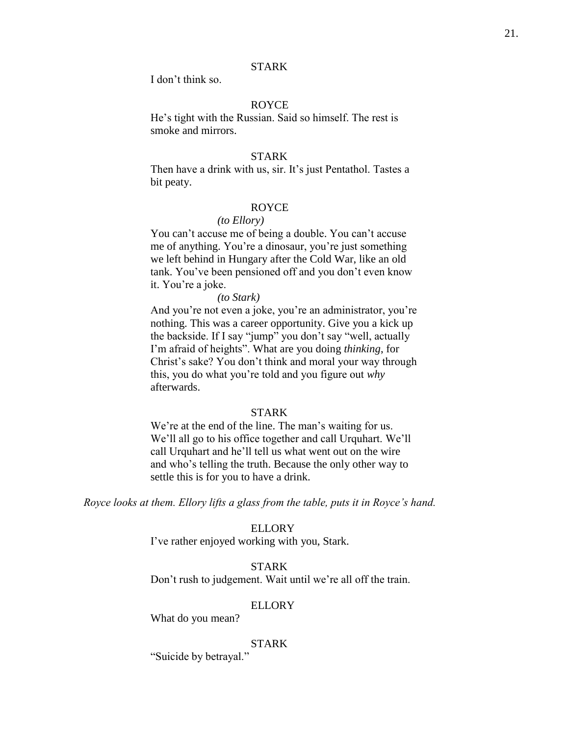STARK

I don't think so.

ROYCE

He's tight with the Russian. Said so himself. The rest is smoke and mirrors.

STARK

Then have a drink with us, sir. It's just Pentathol. Tastes a bit peaty.

ROYCE

*(to Ellory)*

You can't accuse me of being a double. You can't accuse me of anything. You're a dinosaur, you're just something we left behind in Hungary after the Cold War, like an old tank. You've been pensioned off and you don't even know it. You're a joke.

*(to Stark)*

And you're not even a joke, you're an administrator, you're nothing. This was a career opportunity. Give you a kick up the backside. If I say "jump" you don't say "well, actually I'm afraid of heights". What are you doing *thinking*, for Christ's sake? You don't think and moral your way through this, you do what you're told and you figure out *why* afterwards.

STARK

We're at the end of the line. The man's waiting for us. We'll all go to his office together and call Urquhart. We'll call Urquhart and he'll tell us what went out on the wire and who's telling the truth. Because the only other way to settle this is for you to have a drink.

*Royce looks at them. Ellory lifts a glass from the table, puts it in Royce's hand.*

ELLORY

I've rather enjoyed working with you, Stark.

STARK

Don't rush to judgement. Wait until we're all off the train.

ELLORY

What do you mean?

STARK

"Suicide by betrayal."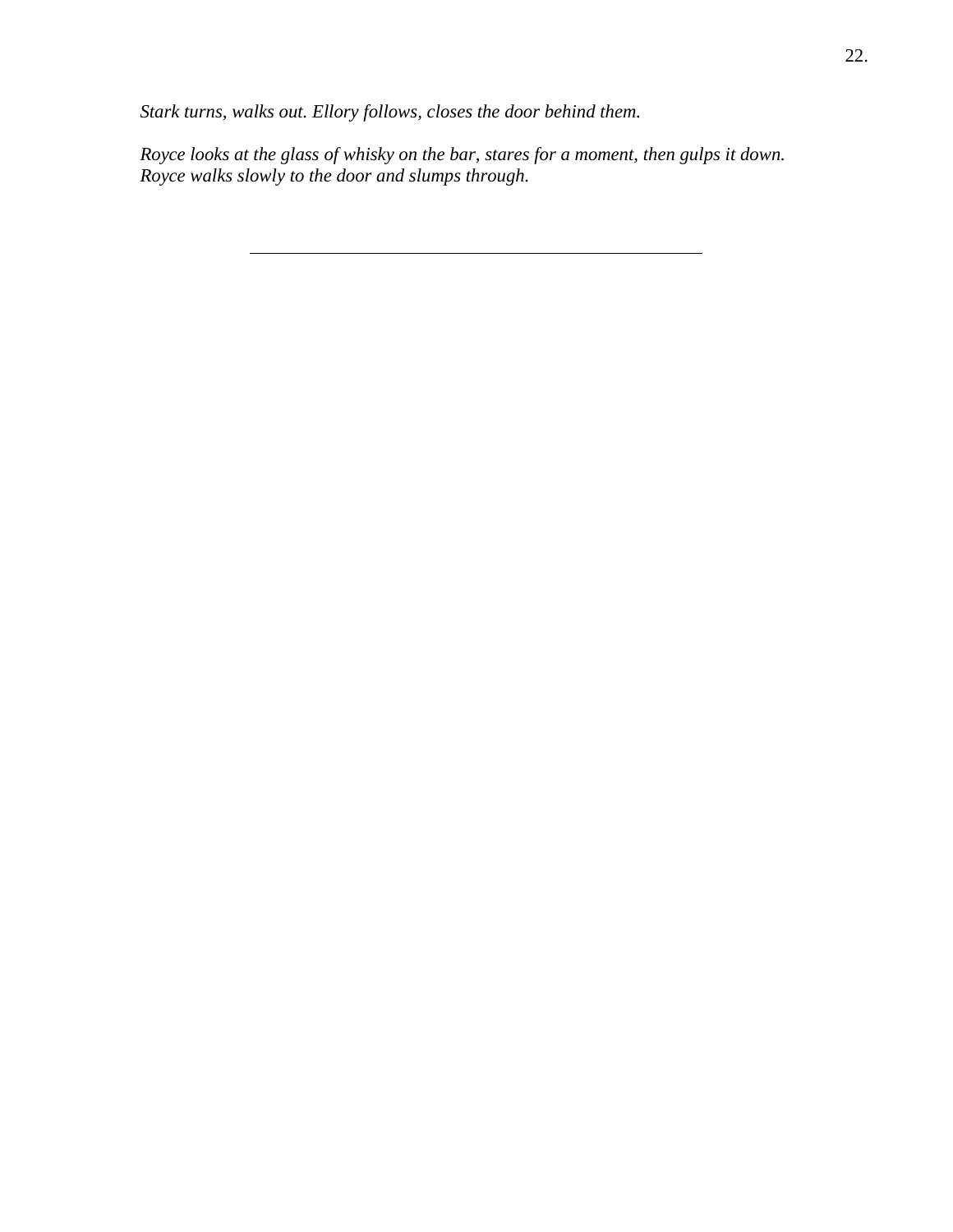*Stark turns, walks out. Ellory follows, closes the door behind them.*

*Royce looks at the glass of whisky on the bar, stares for a moment, then gulps it down. Royce walks slowly to the door and slumps through.*

---